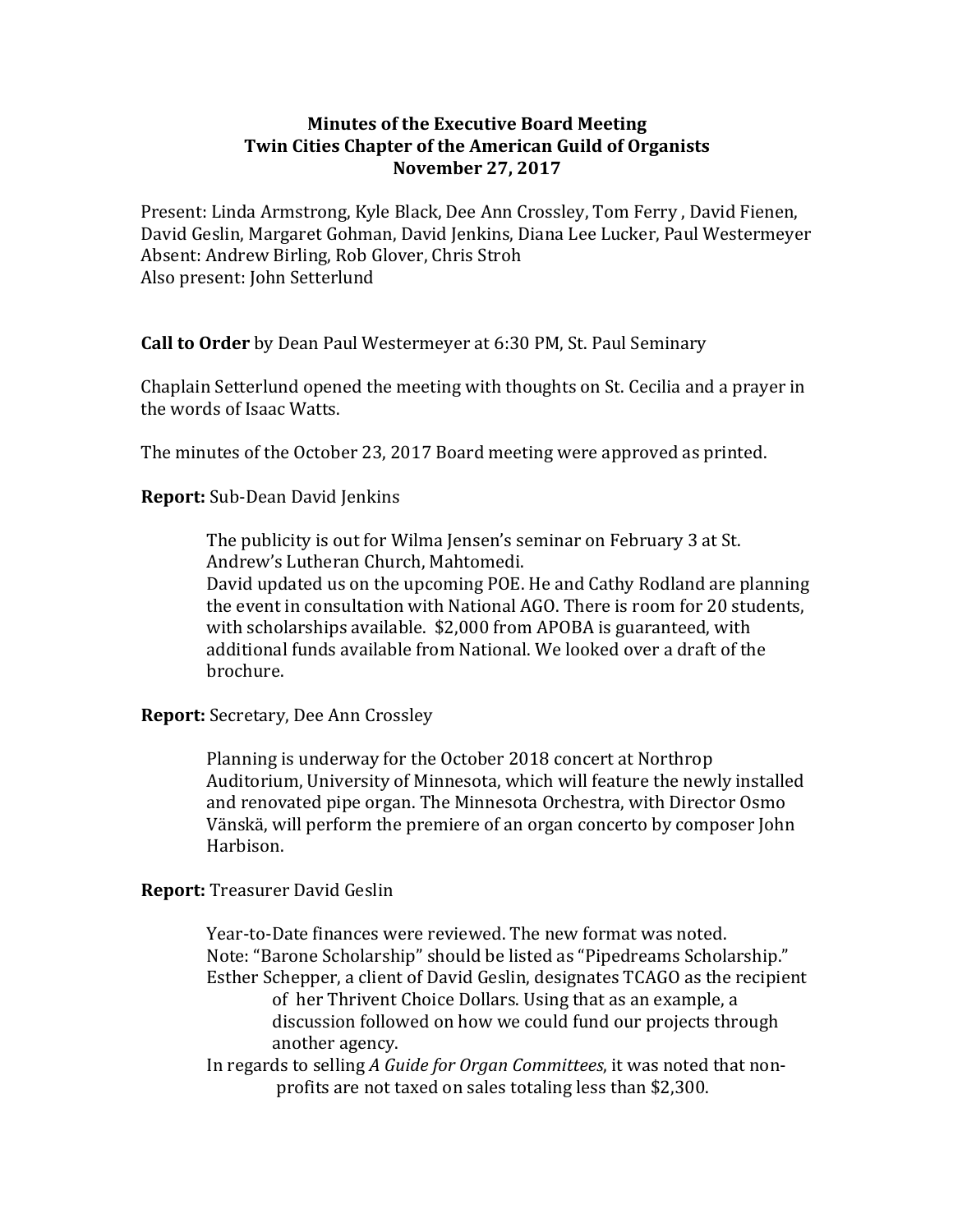**Minutes of the Executive Board Meeting**
**Twin Cities Chapter of the American Guild of Organists**
**November 27, 2017**

Present: Linda Armstrong, Kyle Black, Dee Ann Crossley, Tom Ferry , David Fienen, David Geslin, Margaret Gohman, David Jenkins, Diana Lee Lucker, Paul Westermeyer
Absent: Andrew Birling, Rob Glover, Chris Stroh
Also present: John Setterlund

**Call to Order** by Dean Paul Westermeyer at 6:30 PM, St. Paul Seminary

Chaplain Setterlund opened the meeting with thoughts on St. Cecilia and a prayer in the words of Isaac Watts.

The minutes of the October 23, 2017 Board meeting were approved as printed.

**Report:** Sub-Dean David Jenkins

> The publicity is out for Wilma Jensen's seminar on February 3 at St. Andrew's Lutheran Church, Mahtomedi.
> David updated us on the upcoming POE. He and Cathy Rodland are planning the event in consultation with National AGO. There is room for 20 students, with scholarships available. $2,000 from APOBA is guaranteed, with additional funds available from National. We looked over a draft of the brochure.

**Report:** Secretary, Dee Ann Crossley

> Planning is underway for the October 2018 concert at Northrop Auditorium, University of Minnesota, which will feature the newly installed and renovated pipe organ. The Minnesota Orchestra, with Director Osmo Vänskä, will perform the premiere of an organ concerto by composer John Harbison.

**Report:** Treasurer David Geslin

> Year-to-Date finances were reviewed. The new format was noted.
> Note: "Barone Scholarship" should be listed as "Pipedreams Scholarship."
> Esther Schepper, a client of David Geslin, designates TCAGO as the recipient of her Thrivent Choice Dollars. Using that as an example, a discussion followed on how we could fund our projects through another agency.
> In regards to selling *A Guide for Organ Committees*, it was noted that non-profits are not taxed on sales totaling less than $2,300.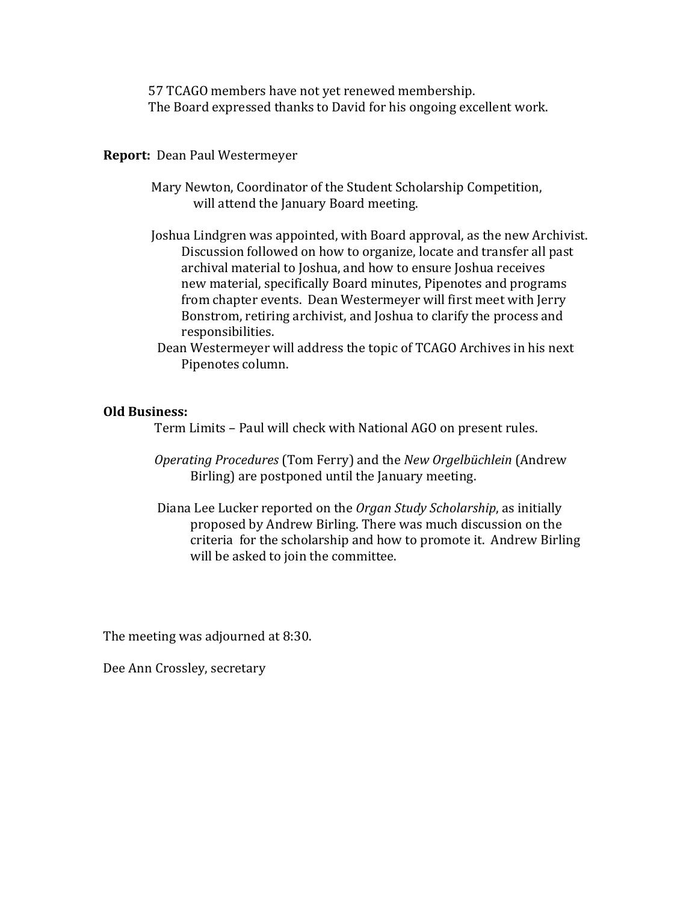57 TCAGO members have not yet renewed membership.
The Board expressed thanks to David for his ongoing excellent work.

**Report:** Dean Paul Westermeyer

Mary Newton, Coordinator of the Student Scholarship Competition, will attend the January Board meeting.

Joshua Lindgren was appointed, with Board approval, as the new Archivist. Discussion followed on how to organize, locate and transfer all past archival material to Joshua, and how to ensure Joshua receives new material, specifically Board minutes, Pipenotes and programs from chapter events. Dean Westermeyer will first meet with Jerry Bonstrom, retiring archivist, and Joshua to clarify the process and responsibilities.

Dean Westermeyer will address the topic of TCAGO Archives in his next Pipenotes column.

**Old Business:**

Term Limits – Paul will check with National AGO on present rules.

*Operating Procedures* (Tom Ferry) and the *New Orgelbüchlein* (Andrew Birling) are postponed until the January meeting.

Diana Lee Lucker reported on the *Organ Study Scholarship*, as initially proposed by Andrew Birling. There was much discussion on the criteria for the scholarship and how to promote it. Andrew Birling will be asked to join the committee.

The meeting was adjourned at 8:30.

Dee Ann Crossley, secretary